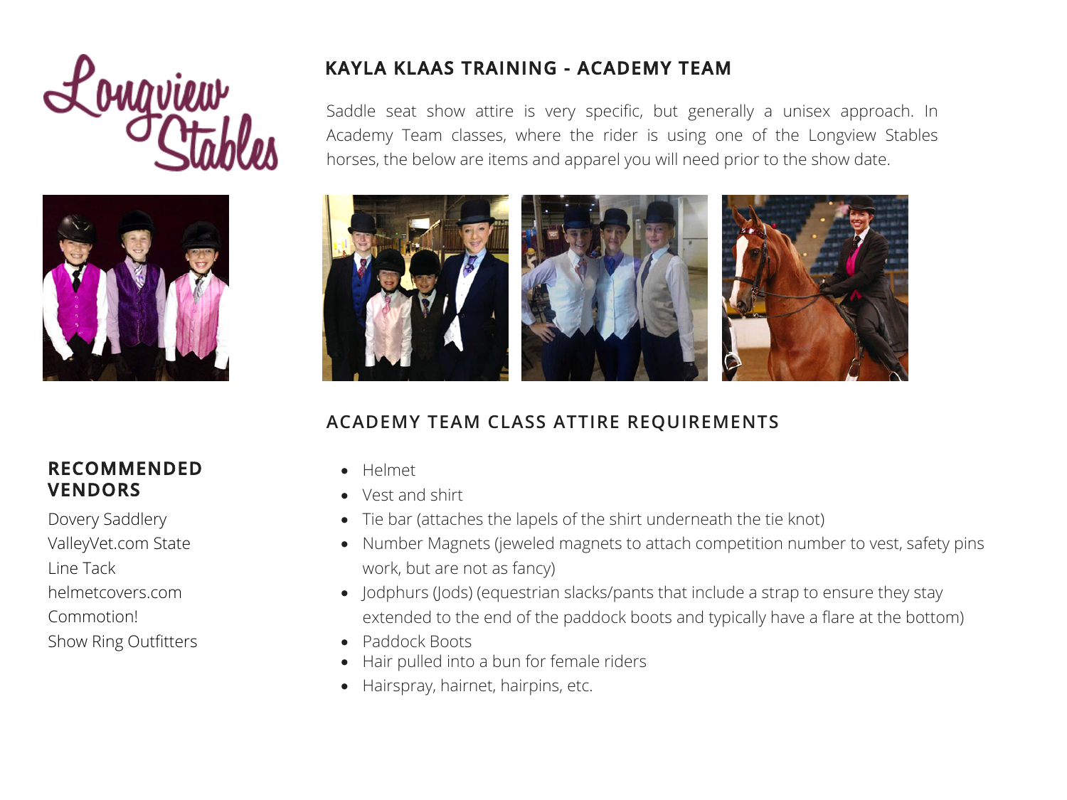Longview Stables

## KAYLA KLAAS TRAINING - ACADEMY TEAM

Saddle seat show attire is very specific, but generally a unisex approach. In Academy Team classes, where the rider is using one of the Longview Stables horses, the below are items and apparel you will need prior to the show date.

### ACADEMY TEAM CLASS ATTIRE REQUIREMENTS

- Helmet
- Vest and shirt
- Tie bar (attaches the lapels of the shirt underneath the tie knot)
- Number Magnets (jeweled magnets to attach competition number to vest, safety pins work, but are not as fancy)
- Jodphurs (Jods) (equestrian slacks/pants that include a strap to ensure they stay extended to the end of the paddock boots and typically have a flare at the bottom)
- Paddock Boots
- Hair pulled into a bun for female riders
- Hairspray, hairnet, hairpins, etc.

### RECOMMENDED VENDORS

Dovery Saddlery
ValleyVet.com State
Line Tack
helmetcovers.com
Commotion!
Show Ring Outfitters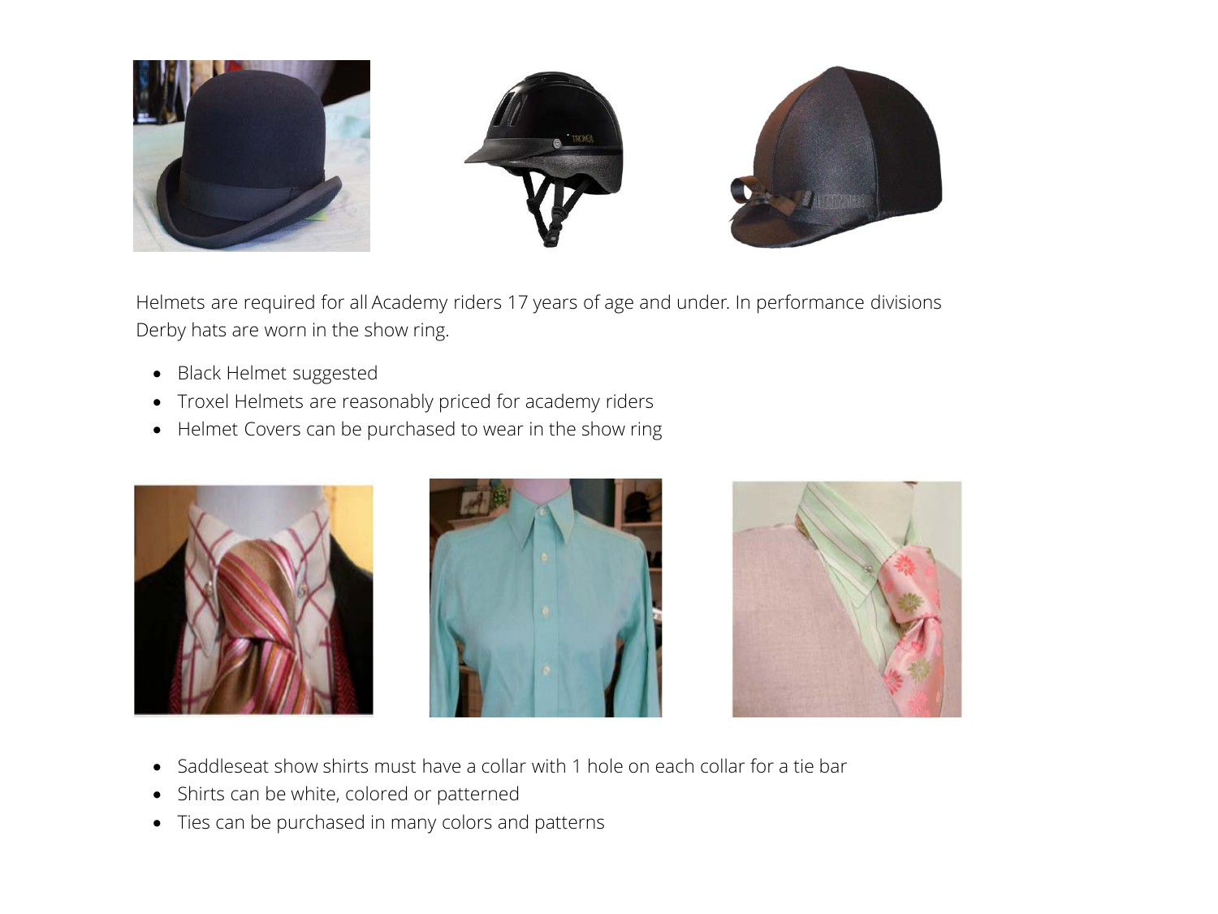Helmets are required for all Academy riders 17 years of age and under. In performance divisions Derby hats are worn in the show ring.

- Black Helmet suggested
- Troxel Helmets are reasonably priced for academy riders
- Helmet Covers can be purchased to wear in the show ring

- Saddleseat show shirts must have a collar with 1 hole on each collar for a tie bar
- Shirts can be white, colored or patterned
- Ties can be purchased in many colors and patterns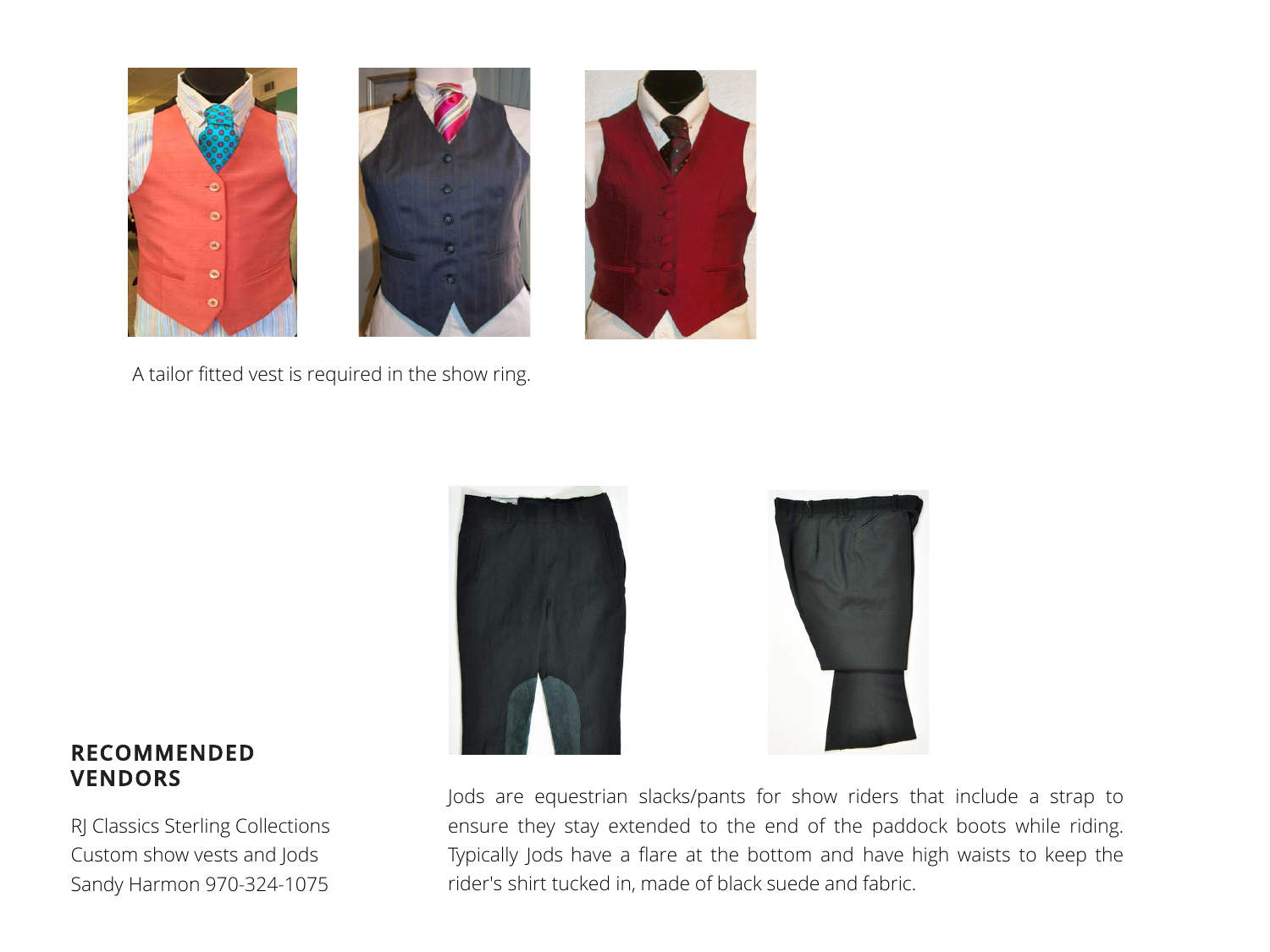A tailor fitted vest is required in the show ring.

## RECOMMENDED VENDORS

RJ Classics Sterling Collections
Custom show vests and Jods
Sandy Harmon 970-324-1075

Jods are equestrian slacks/pants for show riders that include a strap to ensure they stay extended to the end of the paddock boots while riding. Typically Jods have a flare at the bottom and have high waists to keep the rider's shirt tucked in, made of black suede and fabric.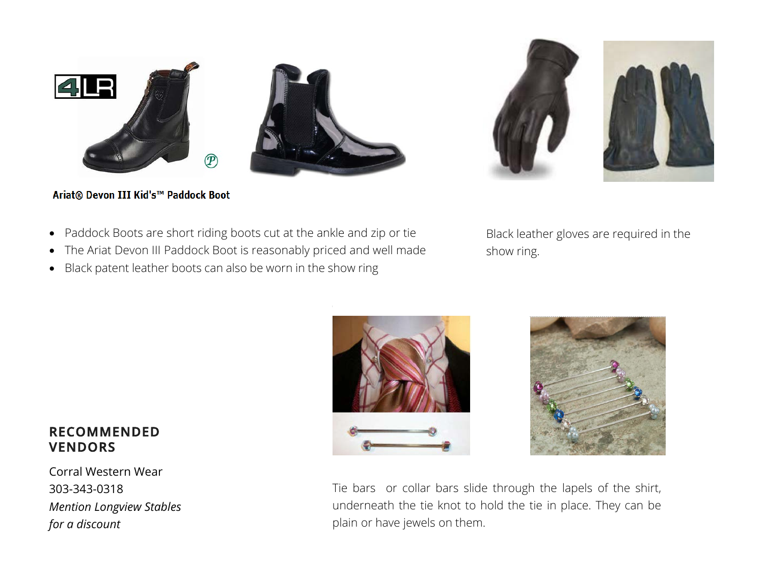Ariat® Devon III Kid's™ Paddock Boot

- Paddock Boots are short riding boots cut at the ankle and zip or tie
- The Ariat Devon III Paddock Boot is reasonably priced and well made
- Black patent leather boots can also be worn in the show ring

Black leather gloves are required in the show ring.

## RECOMMENDED VENDORS

Corral Western Wear
303-343-0318
*Mention Longview Stables for a discount*

Tie bars or collar bars slide through the lapels of the shirt, underneath the tie knot to hold the tie in place. They can be plain or have jewels on them.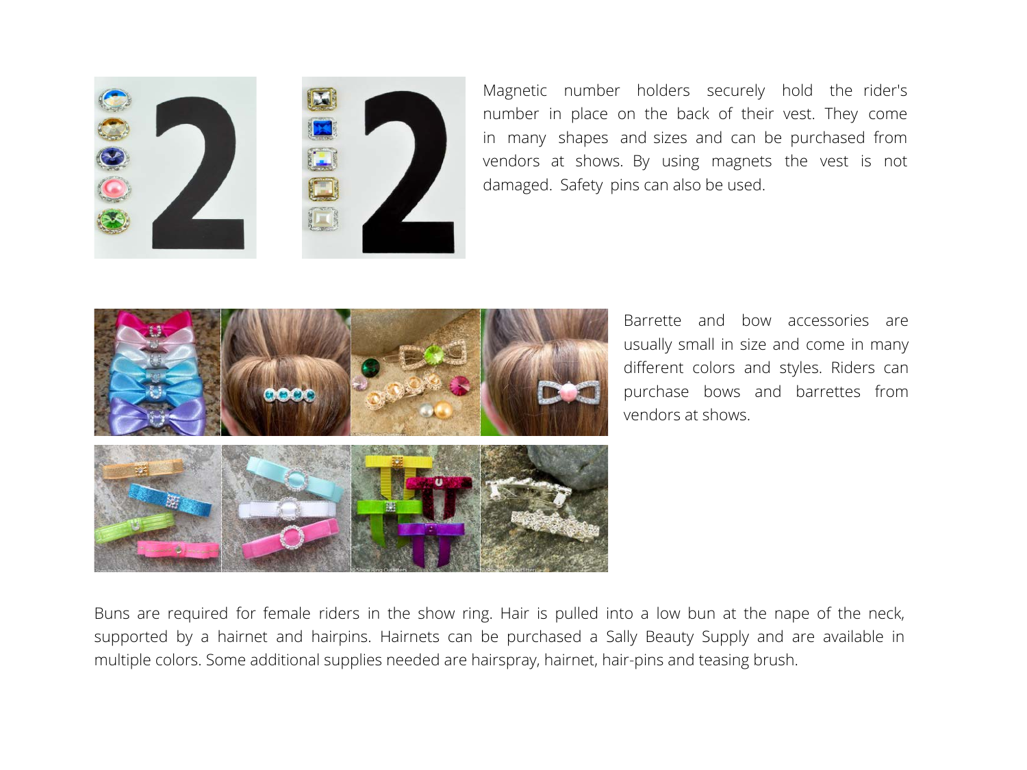Magnetic number holders securely hold the rider's number in place on the back of their vest. They come in many shapes and sizes and can be purchased from vendors at shows. By using magnets the vest is not damaged. Safety pins can also be used.

Barrette and bow accessories are usually small in size and come in many different colors and styles. Riders can purchase bows and barrettes from vendors at shows.

Buns are required for female riders in the show ring. Hair is pulled into a low bun at the nape of the neck, supported by a hairnet and hairpins. Hairnets can be purchased a Sally Beauty Supply and are available in multiple colors. Some additional supplies needed are hairspray, hairnet, hair-pins and teasing brush.